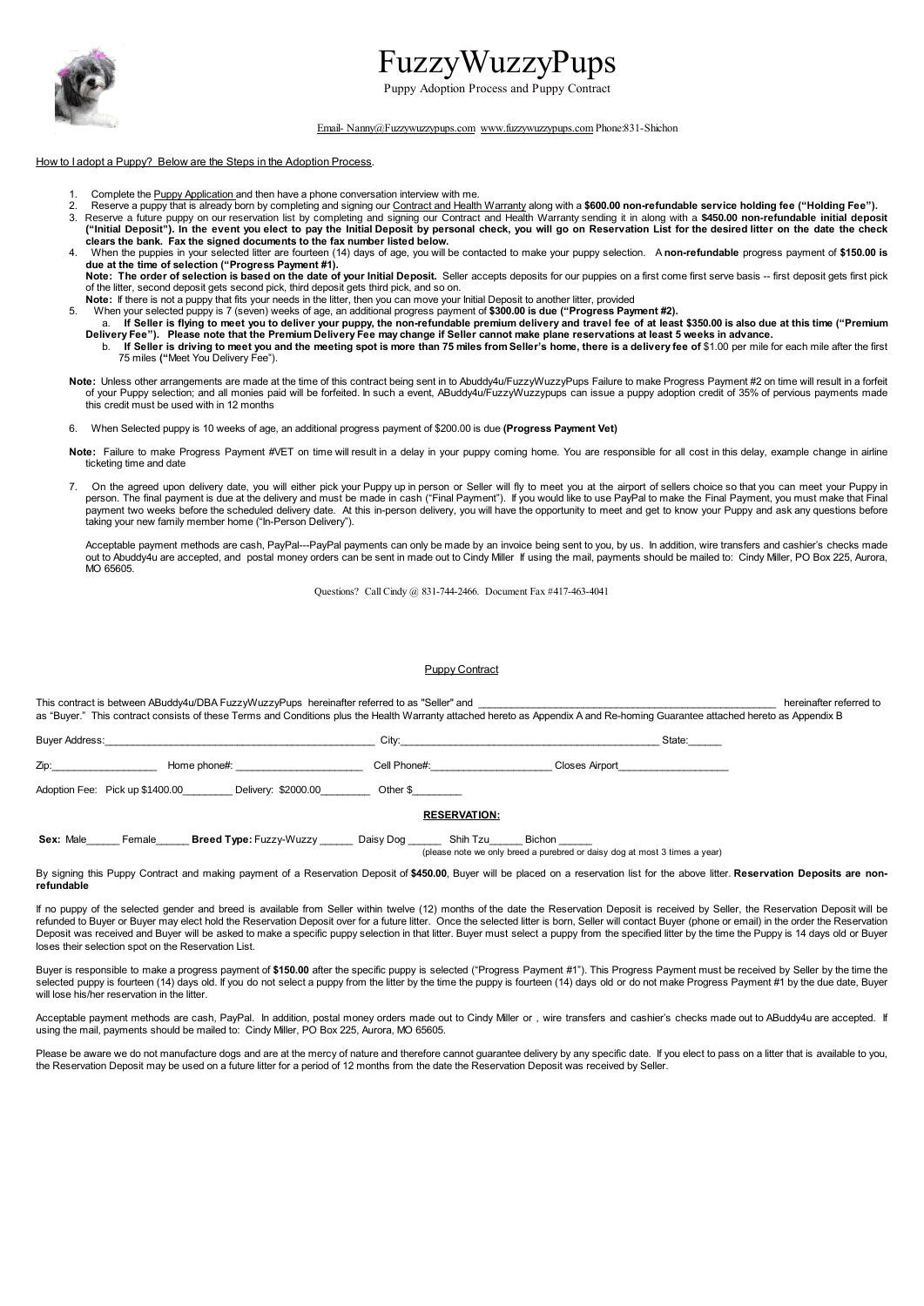# FuzzyWuzzyPups

Puppy Adoption Process and Puppy Contract

Email- Nanny@Fuzzywuzzypups.com www.fuzzywuzzypups.com Phone:831-Shichon

How to I adopt a Puppy? Below are the Steps in the Adoption Process.

1. Complete the Puppy Application and then have a phone conversation interview with me.
2. Reserve a puppy that is already born by completing and signing our Contract and Health Warranty along with a **$600.00 non-refundable service holding fee ("Holding Fee").**
3. Reserve a future puppy on our reservation list by completing and signing our Contract and Health Warranty sending it in along with a **$450.00 non-refundable initial deposit ("Initial Deposit"). In the event you elect to pay the Initial Deposit by personal check, you will go on Reservation List for the desired litter on the date the check clears the bank. Fax the signed documents to the fax number listed below.**
4. When the puppies in your selected litter are fourteen (14) days of age, you will be contacted to make your puppy selection. A **non-refundable** progress payment of **$150.00 is due at the time of selection ("Progress Payment #1).**

   **Note: The order of selection is based on the date of your Initial Deposit.** Seller accepts deposits for our puppies on a first come first serve basis -- first deposit gets first pick of the litter, second deposit gets second pick, third deposit gets third pick, and so on.

   **Note:** If there is not a puppy that fits your needs in the litter, then you can move your Initial Deposit to another litter, provided
5. When your selected puppy is 7 (seven) weeks of age, an additional progress payment of **$300.00 is due ("Progress Payment #2).**
   a. **If Seller is flying to meet you to deliver your puppy, the non-refundable premium delivery and travel fee of at least $350.00 is also due at this time ("Premium Delivery Fee"). Please note that the Premium Delivery Fee may change if Seller cannot make plane reservations at least 5 weeks in advance.**
   b. **If Seller is driving to meet you and the meeting spot is more than 75 miles from Seller's home, there is a delivery fee of** $1.00 per mile for each mile after the first 75 miles **("**Meet You Delivery Fee").

**Note:** Unless other arrangements are made at the time of this contract being sent in to Abuddy4u/FuzzyWuzzyPups Failure to make Progress Payment #2 on time will result in a forfeit of your Puppy selection; and all monies paid will be forfeited. In such a event, ABuddy4u/FuzzyWuzzypups can issue a puppy adoption credit of 35% of pervious payments made this credit must be used with in 12 months

6. When Selected puppy is 10 weeks of age, an additional progress payment of $200.00 is due **(Progress Payment Vet)**

**Note:** Failure to make Progress Payment #VET on time will result in a delay in your puppy coming home. You are responsible for all cost in this delay, example change in airline ticketing time and date

7. On the agreed upon delivery date, you will either pick your Puppy up in person or Seller will fly to meet you at the airport of sellers choice so that you can meet your Puppy in person. The final payment is due at the delivery and must be made in cash ("Final Payment"). If you would like to use PayPal to make the Final Payment, you must make that Final payment two weeks before the scheduled delivery date. At this in-person delivery, you will have the opportunity to meet and get to know your Puppy and ask any questions before taking your new family member home ("In-Person Delivery").

Acceptable payment methods are cash, PayPal---PayPal payments can only be made by an invoice being sent to you, by us. In addition, wire transfers and cashier's checks made out to Abuddy4u are accepted, and postal money orders can be sent in made out to Cindy Miller If using the mail, payments should be mailed to: Cindy Miller, PO Box 225, Aurora, MO 65605.

Questions? Call Cindy @ 831-744-2466. Document Fax #417-463-4041

## Puppy Contract

This contract is between ABuddy4u/DBA FuzzyWuzzyPups hereinafter referred to as "Seller" and ____________________________________________________ hereinafter referred to as "Buyer." This contract consists of these Terms and Conditions plus the Health Warranty attached hereto as Appendix A and Re-homing Guarantee attached hereto as Appendix B

Buyer Address:_______________________________________________ City:_____________________________________________ State:_____

Zip:_________________ Home phone#: _____________________ Cell Phone#:____________________ Closes Airport___________________

Adoption Fee: Pick up $1400.00________ Delivery: $2000.00________ Other $________

**RESERVATION:**

**Sex:** Male______ Female______ **Breed Type:** Fuzzy-Wuzzy ______ Daisy Dog ______ Shih Tzu______ Bichon ______
(please note we only breed a purebred or daisy dog at most 3 times a year)

By signing this Puppy Contract and making payment of a Reservation Deposit of **$450.00**, Buyer will be placed on a reservation list for the above litter. **Reservation Deposits are non-refundable**

If no puppy of the selected gender and breed is available from Seller within twelve (12) months of the date the Reservation Deposit is received by Seller, the Reservation Deposit will be refunded to Buyer or Buyer may elect hold the Reservation Deposit over for a future litter. Once the selected litter is born, Seller will contact Buyer (phone or email) in the order the Reservation Deposit was received and Buyer will be asked to make a specific puppy selection in that litter. Buyer must select a puppy from the specified litter by the time the Puppy is 14 days old or Buyer loses their selection spot on the Reservation List.

Buyer is responsible to make a progress payment of **$150.00** after the specific puppy is selected ("Progress Payment #1"). This Progress Payment must be received by Seller by the time the selected puppy is fourteen (14) days old. If you do not select a puppy from the litter by the time the puppy is fourteen (14) days old or do not make Progress Payment #1 by the due date, Buyer will lose his/her reservation in the litter.

Acceptable payment methods are cash, PayPal. In addition, postal money orders made out to Cindy Miller or , wire transfers and cashier's checks made out to ABuddy4u are accepted. If using the mail, payments should be mailed to: Cindy Miller, PO Box 225, Aurora, MO 65605.

Please be aware we do not manufacture dogs and are at the mercy of nature and therefore cannot guarantee delivery by any specific date. If you elect to pass on a litter that is available to you, the Reservation Deposit may be used on a future litter for a period of 12 months from the date the Reservation Deposit was received by Seller.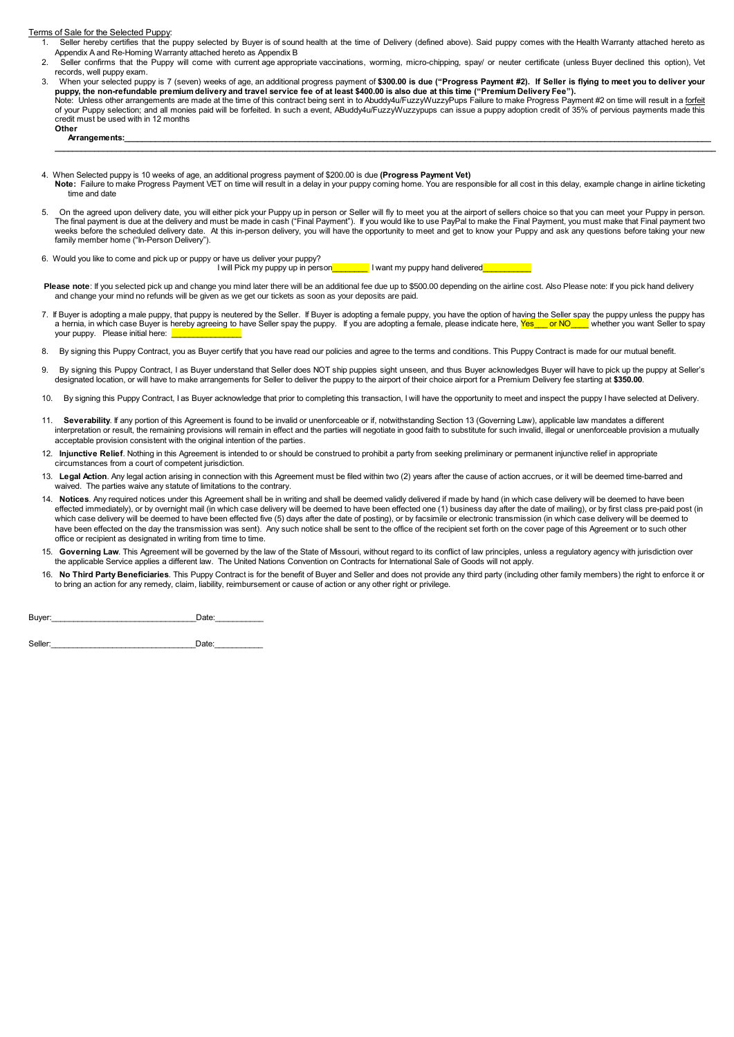Terms of Sale for the Selected Puppy:

1. Seller hereby certifies that the puppy selected by Buyer is of sound health at the time of Delivery (defined above). Said puppy comes with the Health Warranty attached hereto as Appendix A and Re-Homing Warranty attached hereto as Appendix B
2. Seller confirms that the Puppy will come with current age appropriate vaccinations, worming, micro-chipping, spay/ or neuter certificate (unless Buyer declined this option), Vet records, well puppy exam.
3. When your selected puppy is 7 (seven) weeks of age, an additional progress payment of **$300.00 is due ("Progress Payment #2). If Seller is flying to meet you to deliver your puppy, the non-refundable premium delivery and travel service fee of at least $400.00 is also due at this time ("Premium Delivery Fee").**
   Note: Unless other arrangements are made at the time of this contract being sent in to Abuddy4u/FuzzyWuzzyPups Failure to make Progress Payment #2 on time will result in a forfeit of your Puppy selection; and all monies paid will be forfeited. In such a event, ABuddy4u/FuzzyWuzzypups can issue a puppy adoption credit of 35% of pervious payments made this credit must be used with in 12 months
   **Other Arrangements:**______________________________________________________________________
   ______________________________________________________________________________________

4. When Selected puppy is 10 weeks of age, an additional progress payment of $200.00 is due **(Progress Payment Vet)**
   **Note:** Failure to make Progress Payment VET on time will result in a delay in your puppy coming home. You are responsible for all cost in this delay, example change in airline ticketing time and date

5. On the agreed upon delivery date, you will either pick your Puppy up in person or Seller will fly to meet you at the airport of sellers choice so that you can meet your Puppy in person. The final payment is due at the delivery and must be made in cash ("Final Payment"). If you would like to use PayPal to make the Final Payment, you must make that Final payment two weeks before the scheduled delivery date. At this in-person delivery, you will have the opportunity to meet and get to know your Puppy and ask any questions before taking your new family member home ("In-Person Delivery").

6. Would you like to come and pick up or puppy or have us deliver your puppy?
   I will Pick my puppy up in person________ I want my puppy hand delivered__________

**Please note**: If you selected pick up and change you mind later there will be an additional fee due up to $500.00 depending on the airline cost. Also Please note: If you pick hand delivery and change your mind no refunds will be given as we get our tickets as soon as your deposits are paid.

7. If Buyer is adopting a male puppy, that puppy is neutered by the Seller. If Buyer is adopting a female puppy, you have the option of having the Seller spay the puppy unless the puppy has a hernia, in which case Buyer is hereby agreeing to have Seller spay the puppy. If you are adopting a female, please indicate here, Yes___ or NO___ whether you want Seller to spay your puppy. Please initial here: ______________

8. By signing this Puppy Contract, you as Buyer certify that you have read our policies and agree to the terms and conditions. This Puppy Contract is made for our mutual benefit.

9. By signing this Puppy Contract, I as Buyer understand that Seller does NOT ship puppies sight unseen, and thus Buyer acknowledges Buyer will have to pick up the puppy at Seller's designated location, or will have to make arrangements for Seller to deliver the puppy to the airport of their choice airport for a Premium Delivery fee starting at **$350.00**.

10. By signing this Puppy Contract, I as Buyer acknowledge that prior to completing this transaction, I will have the opportunity to meet and inspect the puppy I have selected at Delivery.

11. **Severability**. If any portion of this Agreement is found to be invalid or unenforceable or if, notwithstanding Section 13 (Governing Law), applicable law mandates a different interpretation or result, the remaining provisions will remain in effect and the parties will negotiate in good faith to substitute for such invalid, illegal or unenforceable provision a mutually acceptable provision consistent with the original intention of the parties.

12. **Injunctive Relief**. Nothing in this Agreement is intended to or should be construed to prohibit a party from seeking preliminary or permanent injunctive relief in appropriate circumstances from a court of competent jurisdiction.

13. **Legal Action**. Any legal action arising in connection with this Agreement must be filed within two (2) years after the cause of action accrues, or it will be deemed time-barred and waived. The parties waive any statute of limitations to the contrary.

14. **Notices**. Any required notices under this Agreement shall be in writing and shall be deemed validly delivered if made by hand (in which case delivery will be deemed to have been effected immediately), or by overnight mail (in which case delivery will be deemed to have been effected one (1) business day after the date of mailing), or by first class pre-paid post (in which case delivery will be deemed to have been effected five (5) days after the date of posting), or by facsimile or electronic transmission (in which case delivery will be deemed to have been effected on the day the transmission was sent). Any such notice shall be sent to the office of the recipient set forth on the cover page of this Agreement or to such other office or recipient as designated in writing from time to time.

15. **Governing Law**. This Agreement will be governed by the law of the State of Missouri, without regard to its conflict of law principles, unless a regulatory agency with jurisdiction over the applicable Service applies a different law. The United Nations Convention on Contracts for International Sale of Goods will not apply.

16. **No Third Party Beneficiaries**. This Puppy Contract is for the benefit of Buyer and Seller and does not provide any third party (including other family members) the right to enforce it or to bring an action for any remedy, claim, liability, reimbursement or cause of action or any other right or privilege.

Buyer:_______________________________Date:__________

Seller:_______________________________Date:__________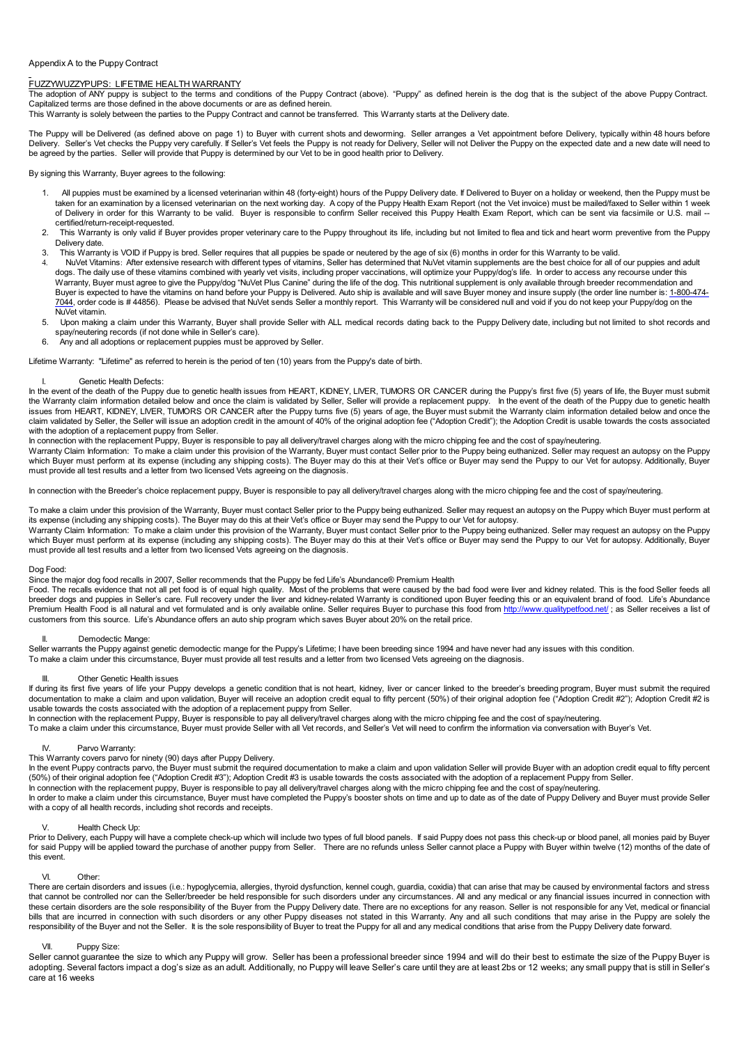Appendix A to the Puppy Contract

## FUZZYWUZZYPUPS: LIFETIME HEALTH WARRANTY

The adoption of ANY puppy is subject to the terms and conditions of the Puppy Contract (above). "Puppy" as defined herein is the dog that is the subject of the above Puppy Contract. Capitalized terms are those defined in the above documents or are as defined herein.

This Warranty is solely between the parties to the Puppy Contract and cannot be transferred. This Warranty starts at the Delivery date.

The Puppy will be Delivered (as defined above on page 1) to Buyer with current shots and deworming. Seller arranges a Vet appointment before Delivery, typically within 48 hours before Delivery. Seller's Vet checks the Puppy very carefully. If Seller's Vet feels the Puppy is not ready for Delivery, Seller will not Deliver the Puppy on the expected date and a new date will need to be agreed by the parties. Seller will provide that Puppy is determined by our Vet to be in good health prior to Delivery.

By signing this Warranty, Buyer agrees to the following:

1. All puppies must be examined by a licensed veterinarian within 48 (forty-eight) hours of the Puppy Delivery date. If Delivered to Buyer on a holiday or weekend, then the Puppy must be taken for an examination by a licensed veterinarian on the next working day. A copy of the Puppy Health Exam Report (not the Vet invoice) must be mailed/faxed to Seller within 1 week of Delivery in order for this Warranty to be valid. Buyer is responsible to confirm Seller received this Puppy Health Exam Report, which can be sent via facsimile or U.S. mail -- certified/return-receipt-requested.
2. This Warranty is only valid if Buyer provides proper veterinary care to the Puppy throughout its life, including but not limited to flea and tick and heart worm preventive from the Puppy Delivery date.
3. This Warranty is VOID if Puppy is bred. Seller requires that all puppies be spade or neutered by the age of six (6) months in order for this Warranty to be valid.
4. NuVet Vitamins: After extensive research with different types of vitamins, Seller has determined that NuVet vitamin supplements are the best choice for all of our puppies and adult dogs. The daily use of these vitamins combined with yearly vet visits, including proper vaccinations, will optimize your Puppy/dog's life. In order to access any recourse under this Warranty, Buyer must agree to give the Puppy/dog "NuVet Plus Canine" during the life of the dog. This nutritional supplement is only available through breeder recommendation and Buyer is expected to have the vitamins on hand before your Puppy is Delivered. Auto ship is available and will save Buyer money and insure supply (the order line number is: 1-800-474-7044, order code is # 44856). Please be advised that NuVet sends Seller a monthly report. This Warranty will be considered null and void if you do not keep your Puppy/dog on the NuVet vitamin.
5. Upon making a claim under this Warranty, Buyer shall provide Seller with ALL medical records dating back to the Puppy Delivery date, including but not limited to shot records and spay/neutering records (if not done while in Seller's care).
6. Any and all adoptions or replacement puppies must be approved by Seller.

Lifetime Warranty: "Lifetime" as referred to herein is the period of ten (10) years from the Puppy's date of birth.

### I. Genetic Health Defects:

In the event of the death of the Puppy due to genetic health issues from HEART, KIDNEY, LIVER, TUMORS OR CANCER during the Puppy's first five (5) years of life, the Buyer must submit the Warranty claim information detailed below and once the claim is validated by Seller, Seller will provide a replacement puppy. In the event of the death of the Puppy due to genetic health issues from HEART, KIDNEY, LIVER, TUMORS OR CANCER after the Puppy turns five (5) years of age, the Buyer must submit the Warranty claim information detailed below and once the claim validated by Seller, the Seller will issue an adoption credit in the amount of 40% of the original adoption fee ("Adoption Credit"); the Adoption Credit is usable towards the costs associated with the adoption of a replacement puppy from Seller.

In connection with the replacement Puppy, Buyer is responsible to pay all delivery/travel charges along with the micro chipping fee and the cost of spay/neutering.

Warranty Claim Information: To make a claim under this provision of the Warranty, Buyer must contact Seller prior to the Puppy being euthanized. Seller may request an autopsy on the Puppy which Buyer must perform at its expense (including any shipping costs). The Buyer may do this at their Vet's office or Buyer may send the Puppy to our Vet for autopsy. Additionally, Buyer must provide all test results and a letter from two licensed Vets agreeing on the diagnosis.

In connection with the Breeder's choice replacement puppy, Buyer is responsible to pay all delivery/travel charges along with the micro chipping fee and the cost of spay/neutering.

To make a claim under this provision of the Warranty, Buyer must contact Seller prior to the Puppy being euthanized. Seller may request an autopsy on the Puppy which Buyer must perform at its expense (including any shipping costs). The Buyer may do this at their Vet's office or Buyer may send the Puppy to our Vet for autopsy.

Warranty Claim Information: To make a claim under this provision of the Warranty, Buyer must contact Seller prior to the Puppy being euthanized. Seller may request an autopsy on the Puppy which Buyer must perform at its expense (including any shipping costs). The Buyer may do this at their Vet's office or Buyer may send the Puppy to our Vet for autopsy. Additionally, Buyer must provide all test results and a letter from two licensed Vets agreeing on the diagnosis.

Dog Food:

Since the major dog food recalls in 2007, Seller recommends that the Puppy be fed Life's Abundance® Premium Health Food. The recalls evidence that not all pet food is of equal high quality. Most of the problems that were caused by the bad food were liver and kidney related. This is the food Seller feeds all breeder dogs and puppies in Seller's care. Full recovery under the liver and kidney-related Warranty is conditioned upon Buyer feeding this or an equivalent brand of food. Life's Abundance Premium Health Food is all natural and vet formulated and is only available online. Seller requires Buyer to purchase this food from http://www.qualitypetfood.net/ ; as Seller receives a list of customers from this source. Life's Abundance offers an auto ship program which saves Buyer about 20% on the retail price.

### II. Demodectic Mange:

Seller warrants the Puppy against genetic demodectic mange for the Puppy's Lifetime; I have been breeding since 1994 and have never had any issues with this condition.

To make a claim under this circumstance, Buyer must provide all test results and a letter from two licensed Vets agreeing on the diagnosis.

### III. Other Genetic Health issues

If during its first five years of life your Puppy develops a genetic condition that is not heart, kidney, liver or cancer linked to the breeder's breeding program, Buyer must submit the required documentation to make a claim and upon validation, Buyer will receive an adoption credit equal to fifty percent (50%) of their original adoption fee ("Adoption Credit #2"); Adoption Credit #2 is usable towards the costs associated with the adoption of a replacement puppy from Seller.

In connection with the replacement Puppy, Buyer is responsible to pay all delivery/travel charges along with the micro chipping fee and the cost of spay/neutering.

To make a claim under this circumstance, Buyer must provide Seller with all Vet records, and Seller's Vet will need to confirm the information via conversation with Buyer's Vet.

### IV. Parvo Warranty:

This Warranty covers parvo for ninety (90) days after Puppy Delivery.

In the event Puppy contracts parvo, the Buyer must submit the required documentation to make a claim and upon validation Seller will provide Buyer with an adoption credit equal to fifty percent (50%) of their original adoption fee ("Adoption Credit #3"); Adoption Credit #3 is usable towards the costs associated with the adoption of a replacement Puppy from Seller.

In connection with the replacement puppy, Buyer is responsible to pay all delivery/travel charges along with the micro chipping fee and the cost of spay/neutering.

In order to make a claim under this circumstance, Buyer must have completed the Puppy's booster shots on time and up to date as of the date of Puppy Delivery and Buyer must provide Seller with a copy of all health records, including shot records and receipts.

### V. Health Check Up:

Prior to Delivery, each Puppy will have a complete check-up which will include two types of full blood panels. If said Puppy does not pass this check-up or blood panel, all monies paid by Buyer for said Puppy will be applied toward the purchase of another puppy from Seller. There are no refunds unless Seller cannot place a Puppy with Buyer within twelve (12) months of the date of this event.

### VI. Other:

There are certain disorders and issues (i.e.: hypoglycemia, allergies, thyroid dysfunction, kennel cough, guardia, coxidia) that can arise that may be caused by environmental factors and stress that cannot be controlled nor can the Seller/breeder be held responsible for such disorders under any circumstances. All and any medical or any financial issues incurred in connection with these certain disorders are the sole responsibility of the Buyer from the Puppy Delivery date. There are no exceptions for any reason. Seller is not responsible for any Vet, medical or financial bills that are incurred in connection with such disorders or any other Puppy diseases not stated in this Warranty. Any and all such conditions that may arise in the Puppy are solely the responsibility of the Buyer and not the Seller. It is the sole responsibility of Buyer to treat the Puppy for all and any medical conditions that arise from the Puppy Delivery date forward.

### VII. Puppy Size:

Seller cannot guarantee the size to which any Puppy will grow. Seller has been a professional breeder since 1994 and will do their best to estimate the size of the Puppy Buyer is adopting. Several factors impact a dog's size as an adult. Additionally, no Puppy will leave Seller's care until they are at least 2bs or 12 weeks; any small puppy that is still in Seller's care at 16 weeks